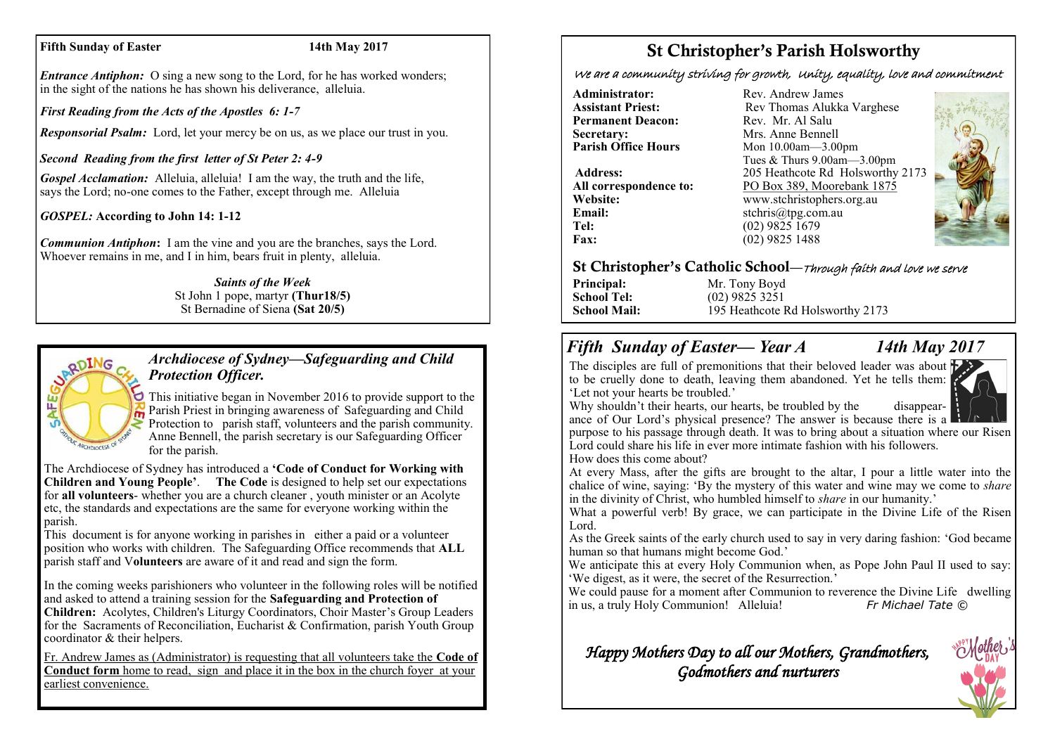**Fifth Sunday of Easter** **14th May 2017**

***Entrance Antiphon:*** O sing a new song to the Lord, for he has worked wonders; in the sight of the nations he has shown his deliverance, alleluia.

*First Reading from the Acts of the Apostles 6: 1-7*

***Responsorial Psalm:*** Lord, let your mercy be on us, as we place our trust in you.

*Second Reading from the first letter of St Peter 2: 4-9*

***Gospel Acclamation:*** Alleluia, alleluia! I am the way, the truth and the life, says the Lord; no-one comes to the Father, except through me. Alleluia

***GOSPEL:*** **According to John 14: 1-12**

***Communion Antiphon*:** I am the vine and you are the branches, says the Lord. Whoever remains in me, and I in him, bears fruit in plenty, alleluia.

***Saints of the Week***
St John 1 pope, martyr **(Thur18/5)**
St Bernadine of Siena **(Sat 20/5)**

## *Archdiocese of Sydney—Safeguarding and Child Protection Officer.*

This initiative began in November 2016 to provide support to the Parish Priest in bringing awareness of Safeguarding and Child Protection to parish staff, volunteers and the parish community. Anne Bennell, the parish secretary is our Safeguarding Officer for the parish.

The Archdiocese of Sydney has introduced a **'Code of Conduct for Working with Children and Young People'**. **The Code** is designed to help set our expectations for **all volunteers**- whether you are a church cleaner , youth minister or an Acolyte etc, the standards and expectations are the same for everyone working within the parish.

This document is for anyone working in parishes in either a paid or a volunteer position who works with children. The Safeguarding Office recommends that **ALL** parish staff and V**olunteers** are aware of it and read and sign the form.

In the coming weeks parishioners who volunteer in the following roles will be notified and asked to attend a training session for the **Safeguarding and Protection of Children:** Acolytes, Children's Liturgy Coordinators, Choir Master's Group Leaders for the Sacraments of Reconciliation, Eucharist & Confirmation, parish Youth Group coordinator & their helpers.

Fr. Andrew James as (Administrator) is requesting that all volunteers take the **Code of Conduct form** home to read, sign and place it in the box in the church foyer at your earliest convenience.

# St Christopher's Parish Holsworthy

*We are a community striving for growth, Unity, equality, love and commitment*

| | |
|---|---|
| **Administrator:** | Rev. Andrew James |
| **Assistant Priest:** | Rev Thomas Alukka Varghese |
| **Permanent Deacon:** | Rev. Mr. Al Salu |
| **Secretary:** | Mrs. Anne Bennell |
| **Parish Office Hours** | Mon 10.00am—3.00pm<br>Tues & Thurs 9.00am—3.00pm |
| **Address:** | 205 Heathcote Rd Holsworthy 2173 |
| **All correspondence to:** | PO Box 389, Moorebank 1875 |
| **Website:** | www.stchristophers.org.au |
| **Email:** | stchris@tpg.com.au |
| **Tel:** | (02) 9825 1679 |
| **Fax:** | (02) 9825 1488 |

## St Christopher's Catholic School—*Through faith and love we serve*

| | |
|---|---|
| **Principal:** | Mr. Tony Boyd |
| **School Tel:** | (02) 9825 3251 |
| **School Mail:** | 195 Heathcote Rd Holsworthy 2173 |

## *Fifth Sunday of Easter— Year A* *14th May 2017*

The disciples are full of premonitions that their beloved leader was about to be cruelly done to death, leaving them abandoned. Yet he tells them: 'Let not your hearts be troubled.'

Why shouldn't their hearts, our hearts, be troubled by the disappearance of Our Lord's physical presence? The answer is because there is a purpose to his passage through death. It was to bring about a situation where our Risen Lord could share his life in ever more intimate fashion with his followers.

How does this come about?

At every Mass, after the gifts are brought to the altar, I pour a little water into the chalice of wine, saying: 'By the mystery of this water and wine may we come to *share* in the divinity of Christ, who humbled himself to *share* in our humanity.'

What a powerful verb! By grace, we can participate in the Divine Life of the Risen Lord.

As the Greek saints of the early church used to say in very daring fashion: 'God became human so that humans might become God.'

We anticipate this at every Holy Communion when, as Pope John Paul II used to say: 'We digest, as it were, the secret of the Resurrection.'

We could pause for a moment after Communion to reverence the Divine Life dwelling in us, a truly Holy Communion! Alleluia! *Fr Michael Tate ©*

*Happy Mothers Day to all our Mothers, Grandmothers, Godmothers and nurturers*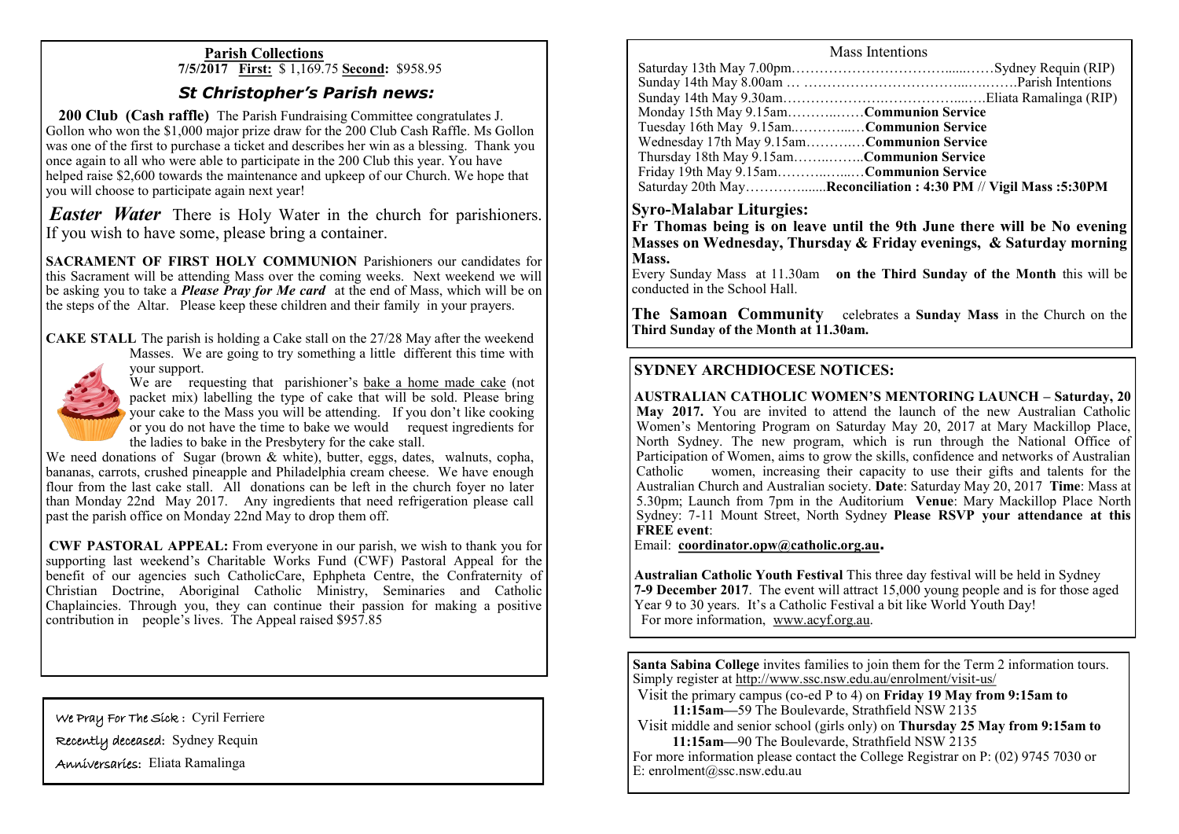**Parish Collections**
**7/5/2017 First:** $ 1,169.75 **Second:** $958.95

## *St Christopher's Parish news:*

**200 Club (Cash raffle)** The Parish Fundraising Committee congratulates J. Gollon who won the $1,000 major prize draw for the 200 Club Cash Raffle. Ms Gollon was one of the first to purchase a ticket and describes her win as a blessing. Thank you once again to all who were able to participate in the 200 Club this year. You have helped raise $2,600 towards the maintenance and upkeep of our Church. We hope that you will choose to participate again next year!

***Easter Water*** There is Holy Water in the church for parishioners. If you wish to have some, please bring a container.

**SACRAMENT OF FIRST HOLY COMMUNION** Parishioners our candidates for this Sacrament will be attending Mass over the coming weeks. Next weekend we will be asking you to take a ***Please Pray for Me card*** at the end of Mass, which will be on the steps of the Altar. Please keep these children and their family in your prayers.

**CAKE STALL** The parish is holding a Cake stall on the 27/28 May after the weekend Masses. We are going to try something a little different this time with your support.

We are requesting that parishioner's bake a home made cake (not packet mix) labelling the type of cake that will be sold. Please bring your cake to the Mass you will be attending. If you don't like cooking or you do not have the time to bake we would request ingredients for the ladies to bake in the Presbytery for the cake stall.

We need donations of Sugar (brown & white), butter, eggs, dates, walnuts, copha, bananas, carrots, crushed pineapple and Philadelphia cream cheese. We have enough flour from the last cake stall. All donations can be left in the church foyer no later than Monday 22nd May 2017. Any ingredients that need refrigeration please call past the parish office on Monday 22nd May to drop them off.

**CWF PASTORAL APPEAL:** From everyone in our parish, we wish to thank you for supporting last weekend's Charitable Works Fund (CWF) Pastoral Appeal for the benefit of our agencies such CatholicCare, Ephpheta Centre, the Confraternity of Christian Doctrine, Aboriginal Catholic Ministry, Seminaries and Catholic Chaplaincies. Through you, they can continue their passion for making a positive contribution in people's lives. The Appeal raised $957.85

We Pray For The Sick : Cyril Ferriere

Recently deceased: Sydney Requin

Anniversaries: Eliata Ramalinga

### Mass Intentions

Saturday 13th May 7.00pm……………………………......……Sydney Requin (RIP)
Sunday 14th May 8.00am … ……………………………...….……Parish Intentions
Sunday 14th May 9.30am……………………..……………....….Eliata Ramalinga (RIP)
Monday 15th May 9.15am………..……**Communion Service**
Tuesday 16th May 9.15am..………...…**Communion Service**
Wednesday 17th May 9.15am……….…**Communion Service**
Thursday 18th May 9.15am……..……..**Communion Service**
Friday 19th May 9.15am……….…....…**Communion Service**
Saturday 20th May………….......**Reconciliation : 4:30 PM // Vigil Mass :5:30PM**

### Syro-Malabar Liturgies:

**Fr Thomas being is on leave until the 9th June there will be No evening Masses on Wednesday, Thursday & Friday evenings, & Saturday morning Mass.**

Every Sunday Mass at 11.30am **on the Third Sunday of the Month** this will be conducted in the School Hall.

**The Samoan Community** celebrates a **Sunday Mass** in the Church on the **Third Sunday of the Month at 11.30am.**

## SYDNEY ARCHDIOCESE NOTICES:

**AUSTRALIAN CATHOLIC WOMEN'S MENTORING LAUNCH – Saturday, 20 May 2017.** You are invited to attend the launch of the new Australian Catholic Women's Mentoring Program on Saturday May 20, 2017 at Mary Mackillop Place, North Sydney. The new program, which is run through the National Office of Participation of Women, aims to grow the skills, confidence and networks of Australian Catholic women, increasing their capacity to use their gifts and talents for the Australian Church and Australian society. **Date**: Saturday May 20, 2017 **Time**: Mass at 5.30pm; Launch from 7pm in the Auditorium **Venue**: Mary Mackillop Place North Sydney: 7-11 Mount Street, North Sydney **Please RSVP your attendance at this FREE event**:

Email: **coordinator.opw@catholic.org.au.**

**Australian Catholic Youth Festival** This three day festival will be held in Sydney **7-9 December 2017**. The event will attract 15,000 young people and is for those aged Year 9 to 30 years. It's a Catholic Festival a bit like World Youth Day!
For more information, www.acyf.org.au.

**Santa Sabina College** invites families to join them for the Term 2 information tours. Simply register at http://www.ssc.nsw.edu.au/enrolment/visit-us/

Visit the primary campus (co-ed P to 4) on **Friday 19 May from 9:15am to 11:15am**—59 The Boulevarde, Strathfield NSW 2135

Visit middle and senior school (girls only) on **Thursday 25 May from 9:15am to 11:15am**—90 The Boulevarde, Strathfield NSW 2135

For more information please contact the College Registrar on P: (02) 9745 7030 or E: enrolment@ssc.nsw.edu.au